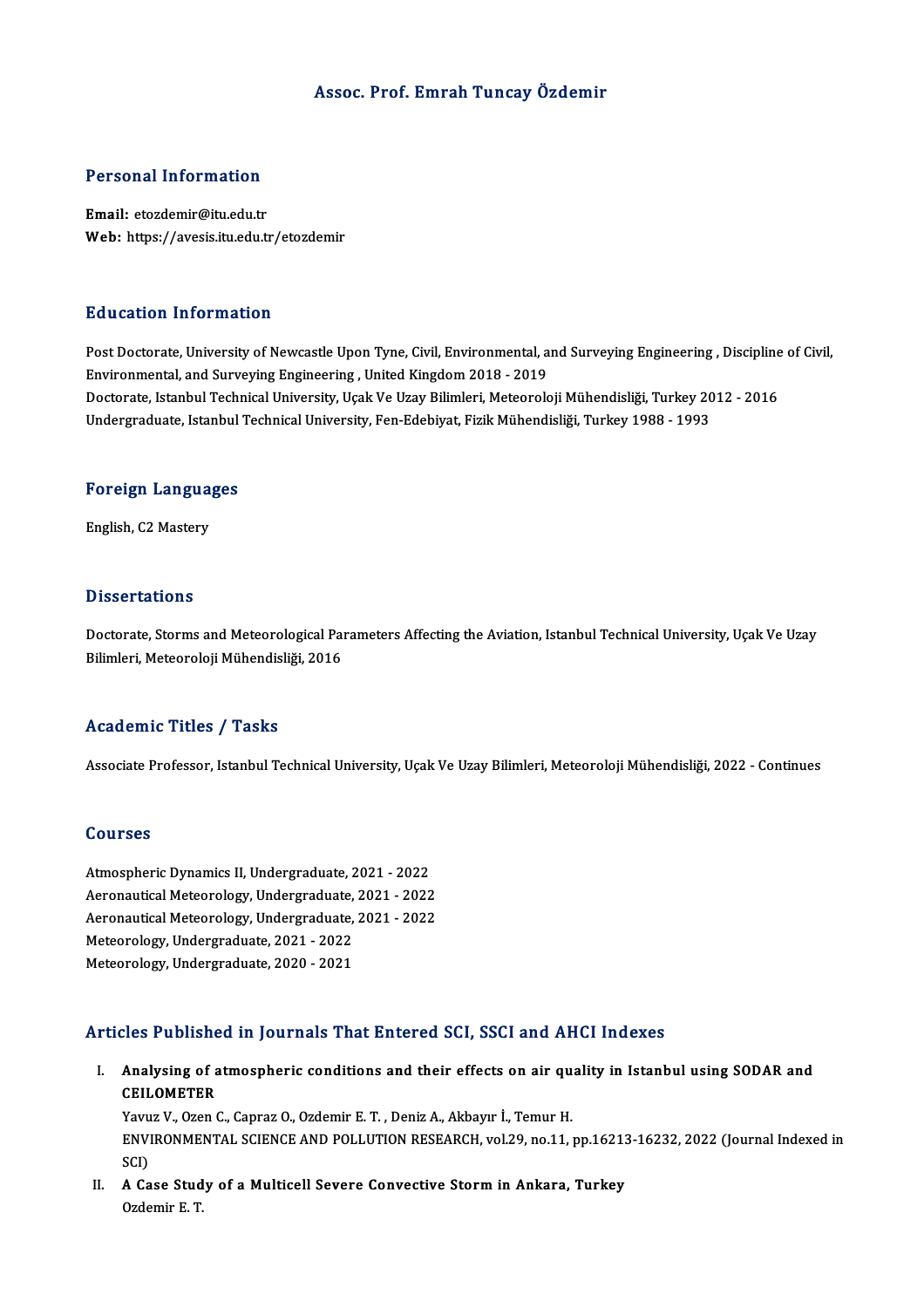# Assoc. Prof. Emrah Tuncay Özdemir

## Personal Information

**Email:** etozdemir@itu.edu.tr
**Web:** https://avesis.itu.edu.tr/etozdemir

## Education Information

Post Doctorate, University of Newcastle Upon Tyne, Civil, Environmental, and Surveying Engineering , Discipline of Civil, Environmental, and Surveying Engineering , United Kingdom 2018 - 2019
Doctorate, Istanbul Technical University, Uçak Ve Uzay Bilimleri, Meteoroloji Mühendisliği, Turkey 2012 - 2016
Undergraduate, Istanbul Technical University, Fen-Edebiyat, Fizik Mühendisliği, Turkey 1988 - 1993

## Foreign Languages

English, C2 Mastery

## Dissertations

Doctorate, Storms and Meteorological Parameters Affecting the Aviation, Istanbul Technical University, Uçak Ve Uzay Bilimleri, Meteoroloji Mühendisliği, 2016

## Academic Titles / Tasks

Associate Professor, Istanbul Technical University, Uçak Ve Uzay Bilimleri, Meteoroloji Mühendisliği, 2022 - Continues

## Courses

Atmospheric Dynamics II, Undergraduate, 2021 - 2022
Aeronautical Meteorology, Undergraduate, 2021 - 2022
Aeronautical Meteorology, Undergraduate, 2021 - 2022
Meteorology, Undergraduate, 2021 - 2022
Meteorology, Undergraduate, 2020 - 2021

## Articles Published in Journals That Entered SCI, SSCI and AHCI Indexes

I. **Analysing of atmospheric conditions and their effects on air quality in Istanbul using SODAR and CEILOMETER**
   Yavuz V., Ozen C., Capraz O., Ozdemir E. T. , Deniz A., Akbayır İ., Temur H.
   ENVIRONMENTAL SCIENCE AND POLLUTION RESEARCH, vol.29, no.11, pp.16213-16232, 2022 (Journal Indexed in SCI)
II. **A Case Study of a Multicell Severe Convective Storm in Ankara, Turkey**
   Ozdemir E. T.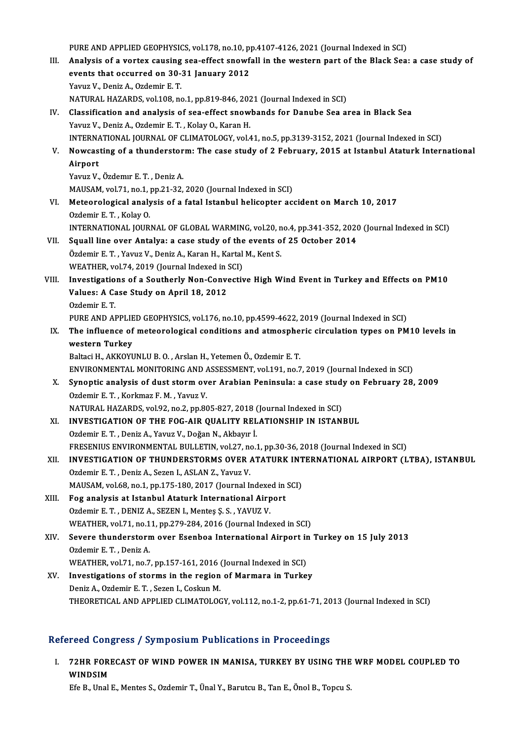PURE AND APPLIED GEOPHYSICS, vol.178, no.10, pp.4107-4126, 2021 (Journal Indexed in SCI)

III. **Analysis of a vortex causing sea-effect snowfall in the western part of the Black Sea: a case study of events that occurred on 30-31 January 2012**
Yavuz V., Deniz A., Ozdemir E. T.
NATURAL HAZARDS, vol.108, no.1, pp.819-846, 2021 (Journal Indexed in SCI)

IV. **Classification and analysis of sea-effect snowbands for Danube Sea area in Black Sea**
Yavuz V., Deniz A., Ozdemir E. T. , Kolay O., Karan H.
INTERNATIONAL JOURNAL OF CLIMATOLOGY, vol.41, no.5, pp.3139-3152, 2021 (Journal Indexed in SCI)

V. **Nowcasting of a thunderstorm: The case study of 2 February, 2015 at Istanbul Ataturk International Airport**
Yavuz V., Özdemır E. T. , Deniz A.
MAUSAM, vol.71, no.1, pp.21-32, 2020 (Journal Indexed in SCI)

VI. **Meteorological analysis of a fatal Istanbul helicopter accident on March 10, 2017**
Ozdemir E. T. , Kolay O.
INTERNATIONAL JOURNAL OF GLOBAL WARMING, vol.20, no.4, pp.341-352, 2020 (Journal Indexed in SCI)

VII. **Squall line over Antalya: a case study of the events of 25 October 2014**
Özdemir E. T. , Yavuz V., Deniz A., Karan H., Kartal M., Kent S.
WEATHER, vol.74, 2019 (Journal Indexed in SCI)

VIII. **Investigations of a Southerly Non-Convective High Wind Event in Turkey and Effects on PM10 Values: A Case Study on April 18, 2012**
Ozdemir E. T.
PURE AND APPLIED GEOPHYSICS, vol.176, no.10, pp.4599-4622, 2019 (Journal Indexed in SCI)

IX. **The influence of meteorological conditions and atmospheric circulation types on PM10 levels in western Turkey**
Baltaci H., AKKOYUNLU B. O. , Arslan H., Yetemen Ö., Ozdemir E. T.
ENVIRONMENTAL MONITORING AND ASSESSMENT, vol.191, no.7, 2019 (Journal Indexed in SCI)

X. **Synoptic analysis of dust storm over Arabian Peninsula: a case study on February 28, 2009**
Ozdemir E. T. , Korkmaz F. M. , Yavuz V.
NATURAL HAZARDS, vol.92, no.2, pp.805-827, 2018 (Journal Indexed in SCI)

XI. **INVESTIGATION OF THE FOG-AIR QUALITY RELATIONSHIP IN ISTANBUL**
Ozdemir E. T. , Deniz A., Yavuz V., Doğan N., Akbayır İ.
FRESENIUS ENVIRONMENTAL BULLETIN, vol.27, no.1, pp.30-36, 2018 (Journal Indexed in SCI)

XII. **INVESTIGATION OF THUNDERSTORMS OVER ATATURK INTERNATIONAL AIRPORT (LTBA), ISTANBUL**
Ozdemir E. T. , Deniz A., Sezen I., ASLAN Z., Yavuz V.
MAUSAM, vol.68, no.1, pp.175-180, 2017 (Journal Indexed in SCI)

XIII. **Fog analysis at Istanbul Ataturk International Airport**
Ozdemir E. T. , DENIZ A., SEZEN I., Menteş Ş. S. , YAVUZ V.
WEATHER, vol.71, no.11, pp.279-284, 2016 (Journal Indexed in SCI)

XIV. **Severe thunderstorm over Esenboa International Airport in Turkey on 15 July 2013**
Ozdemir E. T. , Deniz A.
WEATHER, vol.71, no.7, pp.157-161, 2016 (Journal Indexed in SCI)

XV. **Investigations of storms in the region of Marmara in Turkey**
Deniz A., Ozdemir E. T. , Sezen I., Coskun M.
THEORETICAL AND APPLIED CLIMATOLOGY, vol.112, no.1-2, pp.61-71, 2013 (Journal Indexed in SCI)

## Refereed Congress / Symposium Publications in Proceedings

I. **72HR FORECAST OF WIND POWER IN MANISA, TURKEY BY USING THE WRF MODEL COUPLED TO WINDSIM**
Efe B., Unal E., Mentes S., Ozdemir T., Ünal Y., Barutcu B., Tan E., Önol B., Topcu S.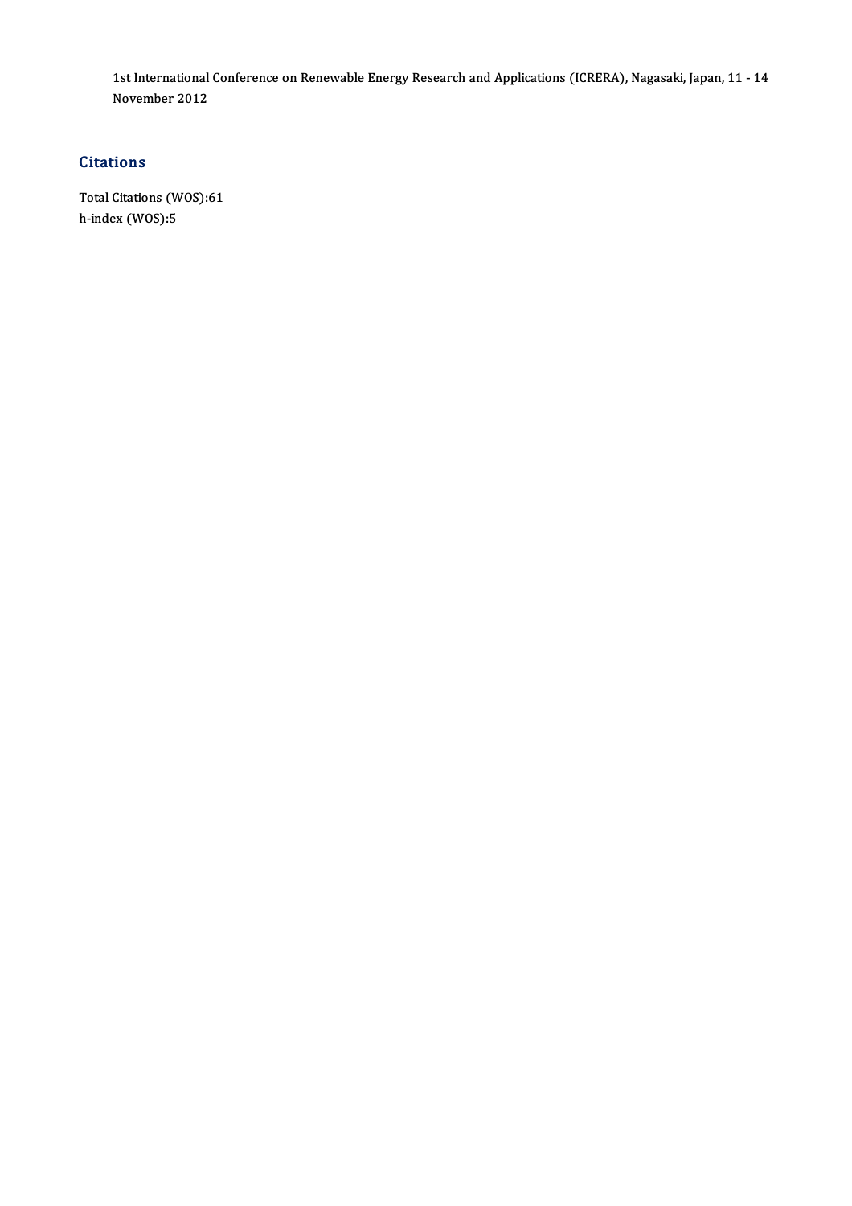1st International Conference on Renewable Energy Research and Applications (ICRERA), Nagasaki, Japan, 11 - 14 November 2012

## Citations

Total Citations (WOS):61
h-index (WOS):5